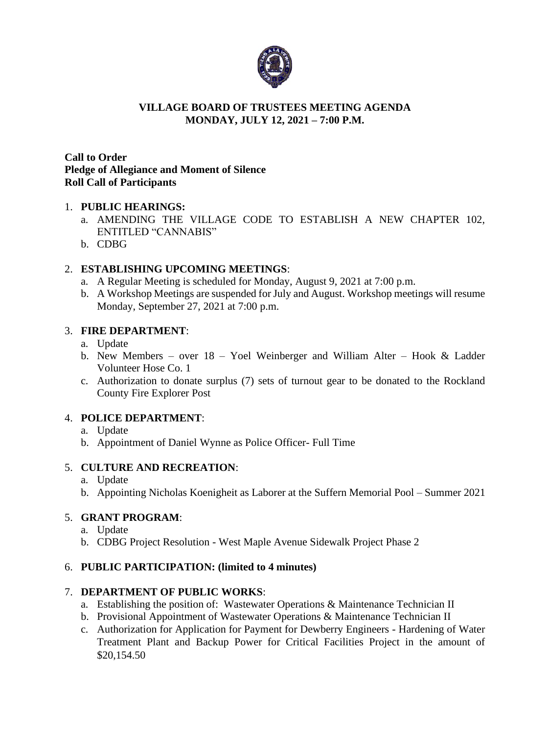# VILLAGE BOARD OF TRUSTEES MEETING AGENDA
## MONDAY, JULY 12, 2021 – 7:00 P.M.

**Call to Order**
**Pledge of Allegiance and Moment of Silence**
**Roll Call of Participants**

1. **PUBLIC HEARINGS:**
   a. AMENDING THE VILLAGE CODE TO ESTABLISH A NEW CHAPTER 102, ENTITLED "CANNABIS"
   b. CDBG

2. **ESTABLISHING UPCOMING MEETINGS**:
   a. A Regular Meeting is scheduled for Monday, August 9, 2021 at 7:00 p.m.
   b. A Workshop Meetings are suspended for July and August. Workshop meetings will resume Monday, September 27, 2021 at 7:00 p.m.

3. **FIRE DEPARTMENT**:
   a. Update
   b. New Members – over 18 – Yoel Weinberger and William Alter – Hook & Ladder Volunteer Hose Co. 1
   c. Authorization to donate surplus (7) sets of turnout gear to be donated to the Rockland County Fire Explorer Post

4. **POLICE DEPARTMENT**:
   a. Update
   b. Appointment of Daniel Wynne as Police Officer- Full Time

5. **CULTURE AND RECREATION**:
   a. Update
   b. Appointing Nicholas Koenigheit as Laborer at the Suffern Memorial Pool – Summer 2021

5. **GRANT PROGRAM**:
   a. Update
   b. CDBG Project Resolution - West Maple Avenue Sidewalk Project Phase 2

6. **PUBLIC PARTICIPATION: (limited to 4 minutes)**

7. **DEPARTMENT OF PUBLIC WORKS**:
   a. Establishing the position of: Wastewater Operations & Maintenance Technician II
   b. Provisional Appointment of Wastewater Operations & Maintenance Technician II
   c. Authorization for Application for Payment for Dewberry Engineers - Hardening of Water Treatment Plant and Backup Power for Critical Facilities Project in the amount of $20,154.50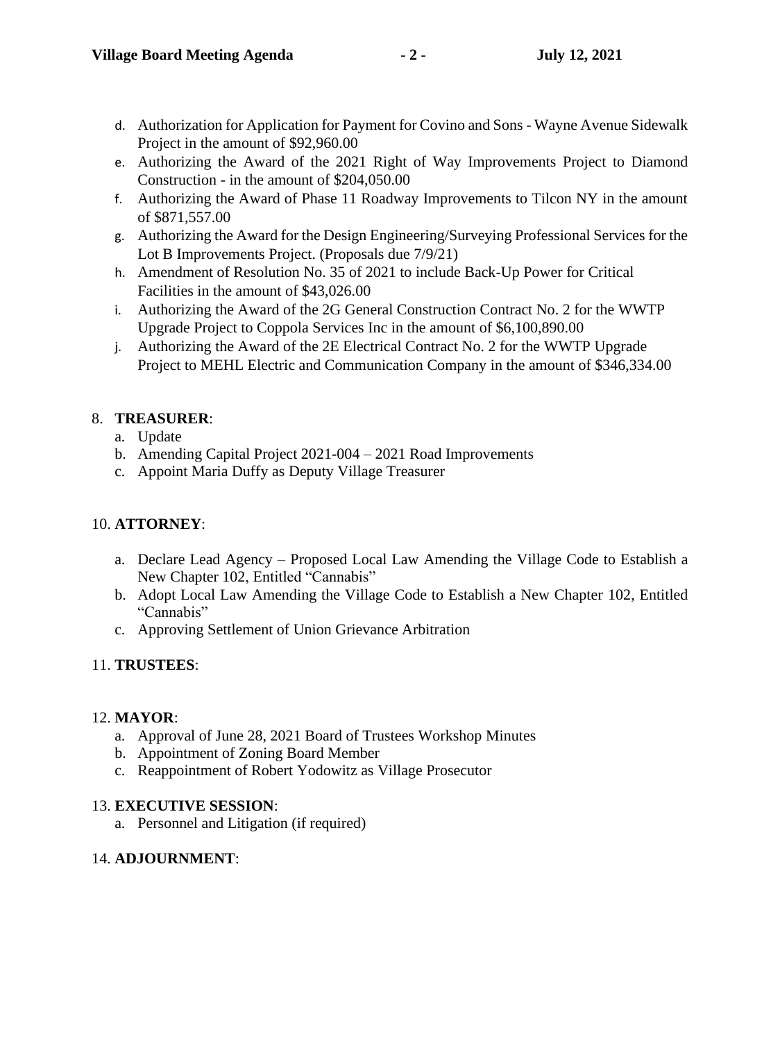d. Authorization for Application for Payment for Covino and Sons - Wayne Avenue Sidewalk Project in the amount of $92,960.00
e. Authorizing the Award of the 2021 Right of Way Improvements Project to Diamond Construction - in the amount of $204,050.00
f. Authorizing the Award of Phase 11 Roadway Improvements to Tilcon NY in the amount of $871,557.00
g. Authorizing the Award for the Design Engineering/Surveying Professional Services for the Lot B Improvements Project. (Proposals due 7/9/21)
h. Amendment of Resolution No. 35 of 2021 to include Back-Up Power for Critical Facilities in the amount of $43,026.00
i. Authorizing the Award of the 2G General Construction Contract No. 2 for the WWTP Upgrade Project to Coppola Services Inc in the amount of $6,100,890.00
j. Authorizing the Award of the 2E Electrical Contract No. 2 for the WWTP Upgrade Project to MEHL Electric and Communication Company in the amount of $346,334.00

8. **TREASURER**:
   a. Update
   b. Amending Capital Project 2021-004 – 2021 Road Improvements
   c. Appoint Maria Duffy as Deputy Village Treasurer

10. **ATTORNEY**:
   a. Declare Lead Agency – Proposed Local Law Amending the Village Code to Establish a New Chapter 102, Entitled "Cannabis"
   b. Adopt Local Law Amending the Village Code to Establish a New Chapter 102, Entitled "Cannabis"
   c. Approving Settlement of Union Grievance Arbitration

11. **TRUSTEES**:

12. **MAYOR**:
   a. Approval of June 28, 2021 Board of Trustees Workshop Minutes
   b. Appointment of Zoning Board Member
   c. Reappointment of Robert Yodowitz as Village Prosecutor

13. **EXECUTIVE SESSION**:
   a. Personnel and Litigation (if required)

14. **ADJOURNMENT**: